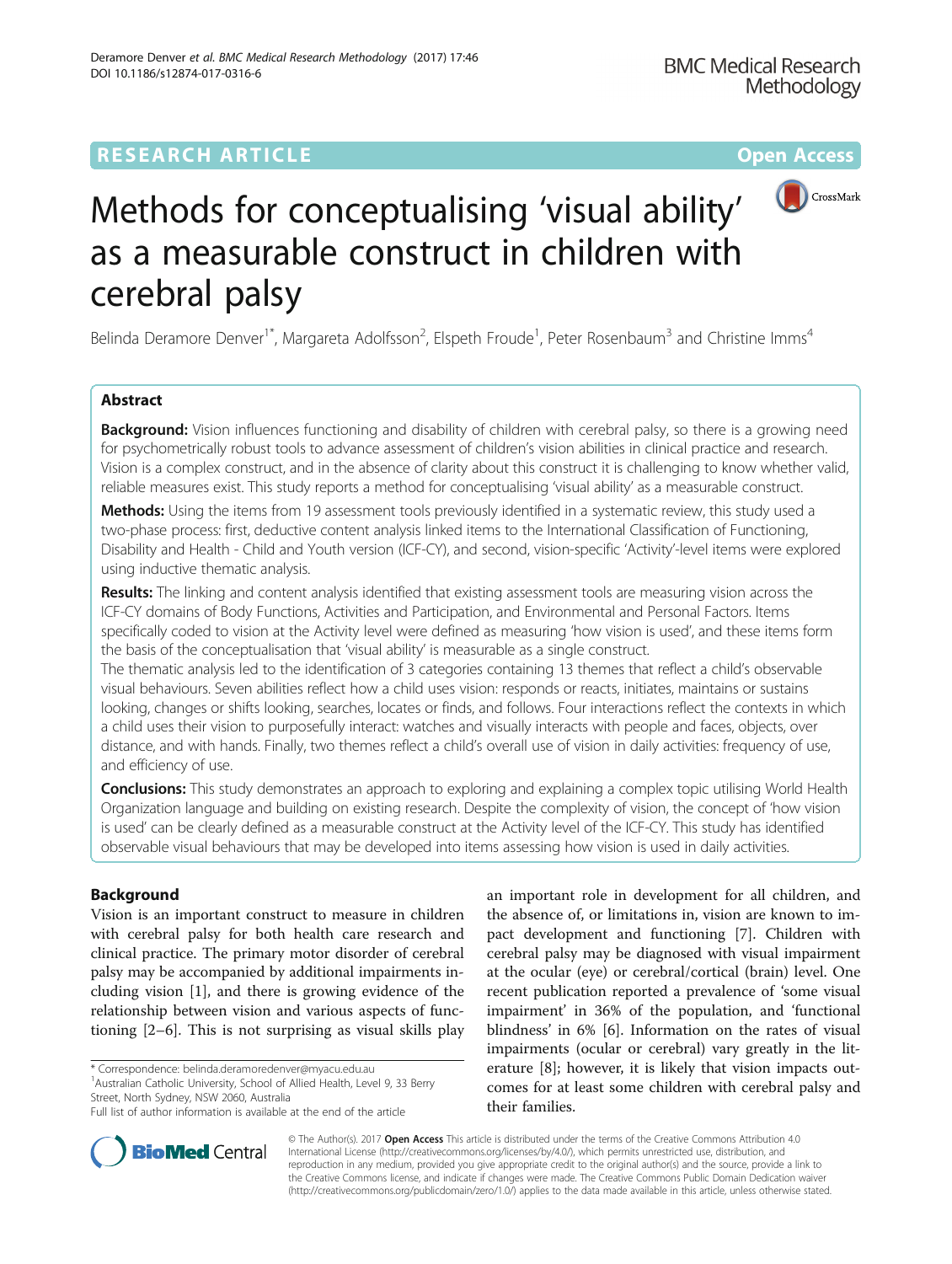RESEARCH ARTICLE

Open Access

# Methods for conceptualising 'visual ability' as a measurable construct in children with cerebral palsy

Belinda Deramore Denver[1*], Margareta Adolfsson[2], Elspeth Froude[1], Peter Rosenbaum[3] and Christine Imms[4]

## Abstract

**Background:** Vision influences functioning and disability of children with cerebral palsy, so there is a growing need for psychometrically robust tools to advance assessment of children's vision abilities in clinical practice and research. Vision is a complex construct, and in the absence of clarity about this construct it is challenging to know whether valid, reliable measures exist. This study reports a method for conceptualising 'visual ability' as a measurable construct.

**Methods:** Using the items from 19 assessment tools previously identified in a systematic review, this study used a two-phase process: first, deductive content analysis linked items to the International Classification of Functioning, Disability and Health - Child and Youth version (ICF-CY), and second, vision-specific 'Activity'-level items were explored using inductive thematic analysis.

**Results:** The linking and content analysis identified that existing assessment tools are measuring vision across the ICF-CY domains of Body Functions, Activities and Participation, and Environmental and Personal Factors. Items specifically coded to vision at the Activity level were defined as measuring 'how vision is used', and these items form the basis of the conceptualisation that 'visual ability' is measurable as a single construct.

The thematic analysis led to the identification of 3 categories containing 13 themes that reflect a child's observable visual behaviours. Seven abilities reflect how a child uses vision: responds or reacts, initiates, maintains or sustains looking, changes or shifts looking, searches, locates or finds, and follows. Four interactions reflect the contexts in which a child uses their vision to purposefully interact: watches and visually interacts with people and faces, objects, over distance, and with hands. Finally, two themes reflect a child's overall use of vision in daily activities: frequency of use, and efficiency of use.

**Conclusions:** This study demonstrates an approach to exploring and explaining a complex topic utilising World Health Organization language and building on existing research. Despite the complexity of vision, the concept of 'how vision is used' can be clearly defined as a measurable construct at the Activity level of the ICF-CY. This study has identified observable visual behaviours that may be developed into items assessing how vision is used in daily activities.

## Background

Vision is an important construct to measure in children with cerebral palsy for both health care research and clinical practice. The primary motor disorder of cerebral palsy may be accompanied by additional impairments including vision [1], and there is growing evidence of the relationship between vision and various aspects of functioning [2–6]. This is not surprising as visual skills play an important role in development for all children, and the absence of, or limitations in, vision are known to impact development and functioning [7]. Children with cerebral palsy may be diagnosed with visual impairment at the ocular (eye) or cerebral/cortical (brain) level. One recent publication reported a prevalence of 'some visual impairment' in 36% of the population, and 'functional blindness' in 6% [6]. Information on the rates of visual impairments (ocular or cerebral) vary greatly in the literature [8]; however, it is likely that vision impacts outcomes for at least some children with cerebral palsy and their families.

\* Correspondence: belinda.deramoredenver@myacu.edu.au
[1]Australian Catholic University, School of Allied Health, Level 9, 33 Berry Street, North Sydney, NSW 2060, Australia
Full list of author information is available at the end of the article

© The Author(s). 2017 **Open Access** This article is distributed under the terms of the Creative Commons Attribution 4.0 International License (http://creativecommons.org/licenses/by/4.0/), which permits unrestricted use, distribution, and reproduction in any medium, provided you give appropriate credit to the original author(s) and the source, provide a link to the Creative Commons license, and indicate if changes were made. The Creative Commons Public Domain Dedication waiver (http://creativecommons.org/publicdomain/zero/1.0/) applies to the data made available in this article, unless otherwise stated.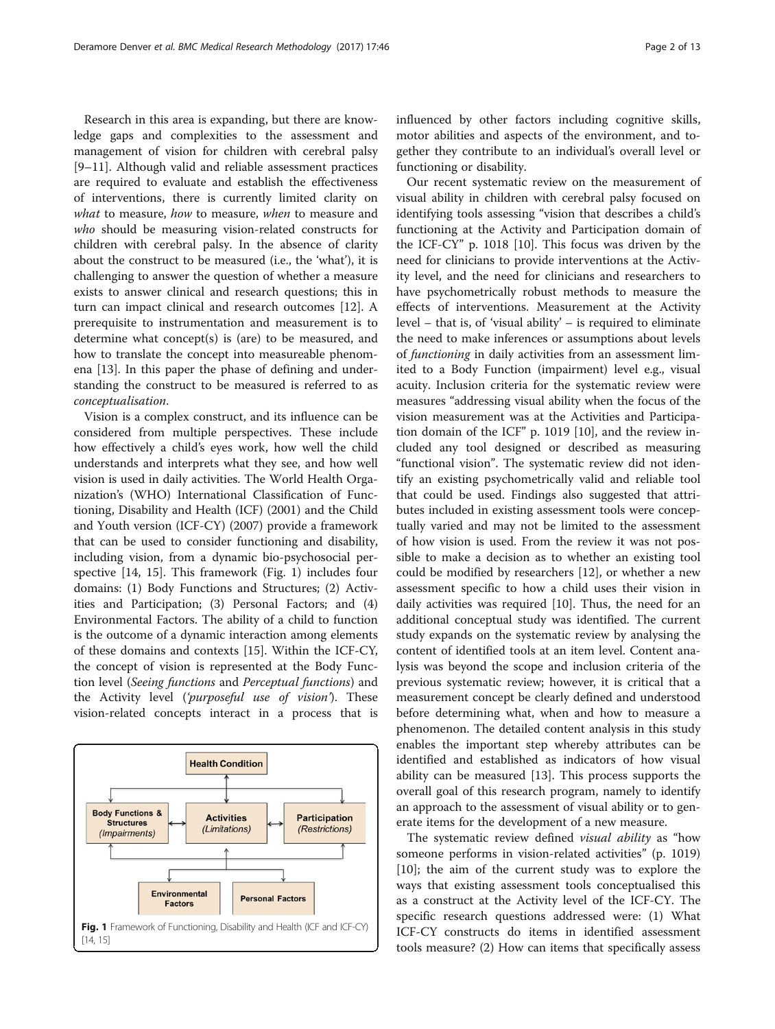Research in this area is expanding, but there are knowledge gaps and complexities to the assessment and management of vision for children with cerebral palsy [9–11]. Although valid and reliable assessment practices are required to evaluate and establish the effectiveness of interventions, there is currently limited clarity on *what* to measure, *how* to measure, *when* to measure and *who* should be measuring vision-related constructs for children with cerebral palsy. In the absence of clarity about the construct to be measured (i.e., the 'what'), it is challenging to answer the question of whether a measure exists to answer clinical and research questions; this in turn can impact clinical and research outcomes [12]. A prerequisite to instrumentation and measurement is to determine what concept(s) is (are) to be measured, and how to translate the concept into measureable phenomena [13]. In this paper the phase of defining and understanding the construct to be measured is referred to as *conceptualisation*.

Vision is a complex construct, and its influence can be considered from multiple perspectives. These include how effectively a child's eyes work, how well the child understands and interprets what they see, and how well vision is used in daily activities. The World Health Organization's (WHO) International Classification of Functioning, Disability and Health (ICF) (2001) and the Child and Youth version (ICF-CY) (2007) provide a framework that can be used to consider functioning and disability, including vision, from a dynamic bio-psychosocial perspective [14, 15]. This framework (Fig. 1) includes four domains: (1) Body Functions and Structures; (2) Activities and Participation; (3) Personal Factors; and (4) Environmental Factors. The ability of a child to function is the outcome of a dynamic interaction among elements of these domains and contexts [15]. Within the ICF-CY, the concept of vision is represented at the Body Function level (*Seeing functions* and *Perceptual functions*) and the Activity level (*'purposeful use of vision'*). These vision-related concepts interact in a process that is

**Fig. 1** Framework of Functioning, Disability and Health (ICF and ICF-CY) [14, 15]

influenced by other factors including cognitive skills, motor abilities and aspects of the environment, and together they contribute to an individual's overall level or functioning or disability.

Our recent systematic review on the measurement of visual ability in children with cerebral palsy focused on identifying tools assessing "vision that describes a child's functioning at the Activity and Participation domain of the ICF-CY" p. 1018 [10]. This focus was driven by the need for clinicians to provide interventions at the Activity level, and the need for clinicians and researchers to have psychometrically robust methods to measure the effects of interventions. Measurement at the Activity level – that is, of 'visual ability' – is required to eliminate the need to make inferences or assumptions about levels of *functioning* in daily activities from an assessment limited to a Body Function (impairment) level e.g., visual acuity. Inclusion criteria for the systematic review were measures "addressing visual ability when the focus of the vision measurement was at the Activities and Participation domain of the ICF" p. 1019 [10], and the review included any tool designed or described as measuring "functional vision". The systematic review did not identify an existing psychometrically valid and reliable tool that could be used. Findings also suggested that attributes included in existing assessment tools were conceptually varied and may not be limited to the assessment of how vision is used. From the review it was not possible to make a decision as to whether an existing tool could be modified by researchers [12], or whether a new assessment specific to how a child uses their vision in daily activities was required [10]. Thus, the need for an additional conceptual study was identified. The current study expands on the systematic review by analysing the content of identified tools at an item level. Content analysis was beyond the scope and inclusion criteria of the previous systematic review; however, it is critical that a measurement concept be clearly defined and understood before determining what, when and how to measure a phenomenon. The detailed content analysis in this study enables the important step whereby attributes can be identified and established as indicators of how visual ability can be measured [13]. This process supports the overall goal of this research program, namely to identify an approach to the assessment of visual ability or to generate items for the development of a new measure.

The systematic review defined *visual ability* as "how someone performs in vision-related activities" (p. 1019) [10]; the aim of the current study was to explore the ways that existing assessment tools conceptualised this as a construct at the Activity level of the ICF-CY. The specific research questions addressed were: (1) What ICF-CY constructs do items in identified assessment tools measure? (2) How can items that specifically assess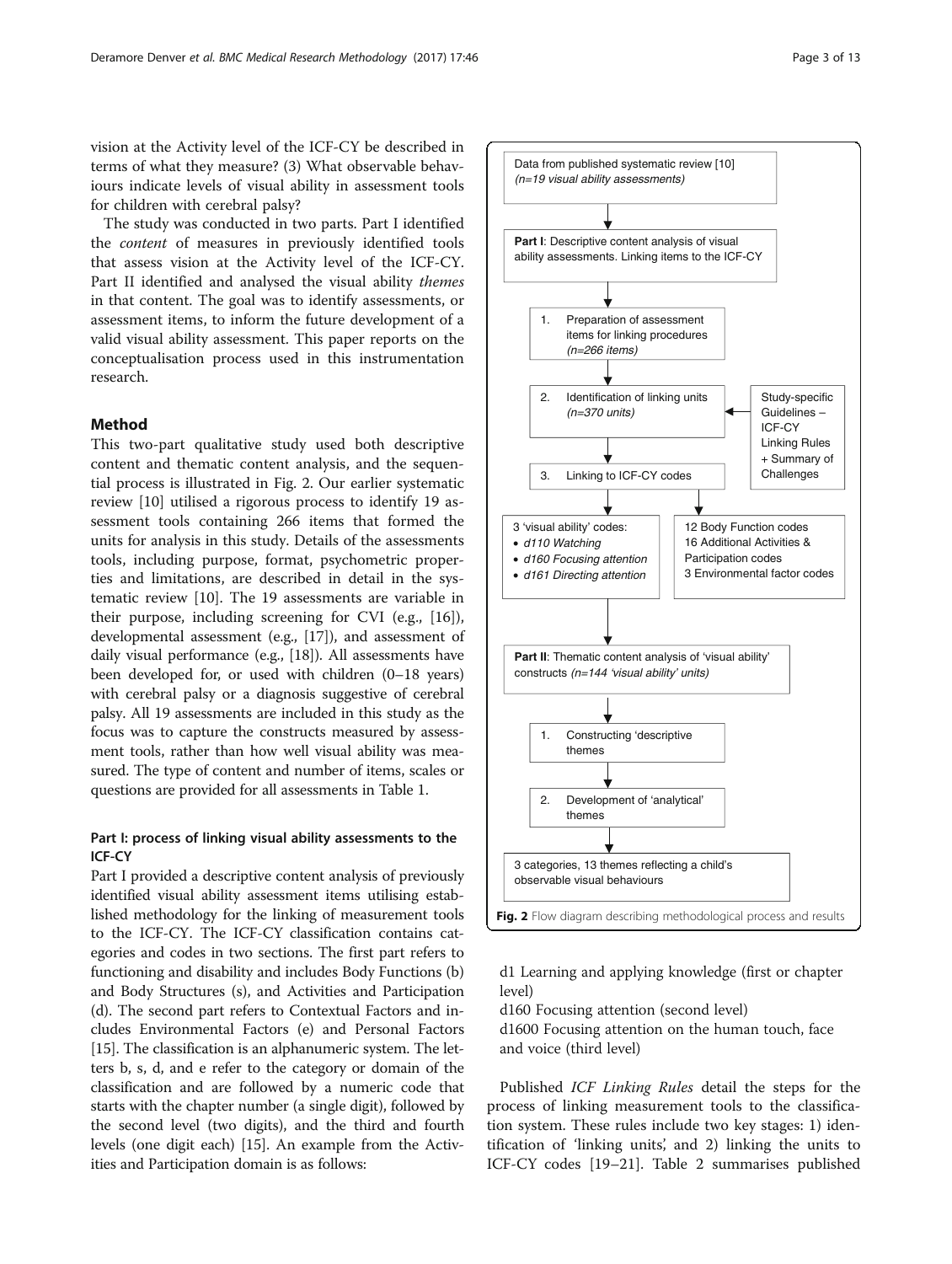vision at the Activity level of the ICF-CY be described in terms of what they measure? (3) What observable behaviours indicate levels of visual ability in assessment tools for children with cerebral palsy?

The study was conducted in two parts. Part I identified the *content* of measures in previously identified tools that assess vision at the Activity level of the ICF-CY. Part II identified and analysed the visual ability *themes* in that content. The goal was to identify assessments, or assessment items, to inform the future development of a valid visual ability assessment. This paper reports on the conceptualisation process used in this instrumentation research.

## Method

This two-part qualitative study used both descriptive content and thematic content analysis, and the sequential process is illustrated in Fig. 2. Our earlier systematic review [10] utilised a rigorous process to identify 19 assessment tools containing 266 items that formed the units for analysis in this study. Details of the assessments tools, including purpose, format, psychometric properties and limitations, are described in detail in the systematic review [10]. The 19 assessments are variable in their purpose, including screening for CVI (e.g., [16]), developmental assessment (e.g., [17]), and assessment of daily visual performance (e.g., [18]). All assessments have been developed for, or used with children (0–18 years) with cerebral palsy or a diagnosis suggestive of cerebral palsy. All 19 assessments are included in this study as the focus was to capture the constructs measured by assessment tools, rather than how well visual ability was measured. The type of content and number of items, scales or questions are provided for all assessments in Table 1.

### Part I: process of linking visual ability assessments to the ICF-CY

Part I provided a descriptive content analysis of previously identified visual ability assessment items utilising established methodology for the linking of measurement tools to the ICF-CY. The ICF-CY classification contains categories and codes in two sections. The first part refers to functioning and disability and includes Body Functions (b) and Body Structures (s), and Activities and Participation (d). The second part refers to Contextual Factors and includes Environmental Factors (e) and Personal Factors [15]. The classification is an alphanumeric system. The letters b, s, d, and e refer to the category or domain of the classification and are followed by a numeric code that starts with the chapter number (a single digit), followed by the second level (two digits), and the third and fourth levels (one digit each) [15]. An example from the Activities and Participation domain is as follows:

Data from published systematic review [10] *(n=19 visual ability assessments)*

**Part I**: Descriptive content analysis of visual ability assessments. Linking items to the ICF-CY

1. Preparation of assessment items for linking procedures *(n=266 items)*
2. Identification of linking units *(n=370 units)*
3. Linking to ICF-CY codes

Study-specific Guidelines – ICF-CY Linking Rules + Summary of Challenges

3 'visual ability' codes:
- *d110 Watching*
- *d160 Focusing attention*
- *d161 Directing attention*

12 Body Function codes
16 Additional Activities & Participation codes
3 Environmental factor codes

**Part II**: Thematic content analysis of 'visual ability' constructs *(n=144 'visual ability' units)*

1. Constructing 'descriptive themes
2. Development of 'analytical' themes

3 categories, 13 themes reflecting a child's observable visual behaviours

**Fig. 2** Flow diagram describing methodological process and results

d1 Learning and applying knowledge (first or chapter level)
d160 Focusing attention (second level)
d1600 Focusing attention on the human touch, face and voice (third level)

Published *ICF Linking Rules* detail the steps for the process of linking measurement tools to the classification system. These rules include two key stages: 1) identification of 'linking units', and 2) linking the units to ICF-CY codes [19–21]. Table 2 summarises published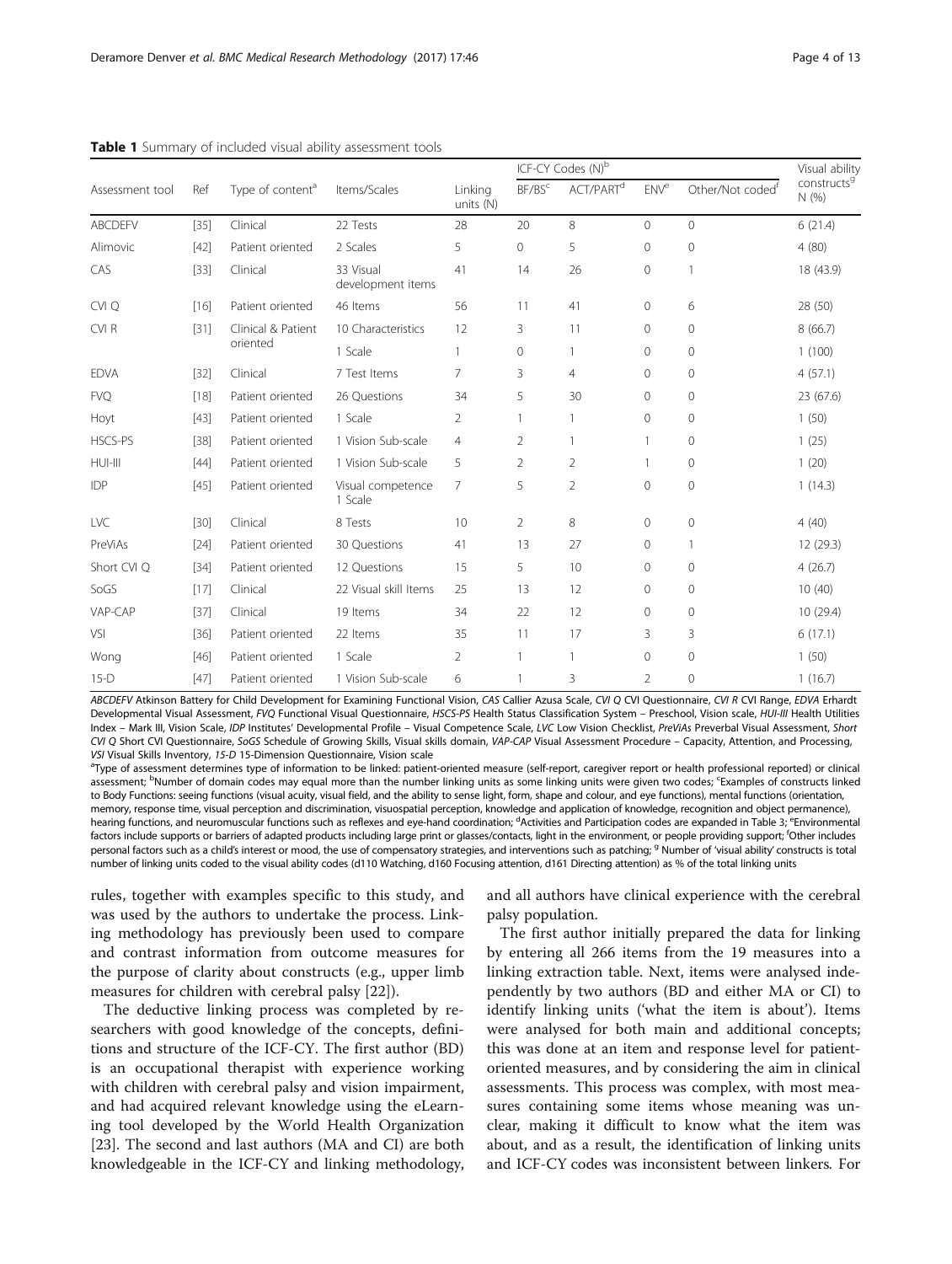**Table 1** Summary of included visual ability assessment tools

| Assessment tool | Ref | Type of content[a] | Items/Scales | Linking units (N) | ICF-CY Codes (N)[b] | | | | Visual ability constructs[g] N (%) |
|---|---|---|---|---|---|---|---|---|---|
| | | | | | BF/BS[c] | ACT/PART[d] | ENV[e] | Other/Not coded[f] | |
| ABCDEFV | [35] | Clinical | 22 Tests | 28 | 20 | 8 | 0 | 0 | 6 (21.4) |
| Alimovic | [42] | Patient oriented | 2 Scales | 5 | 0 | 5 | 0 | 0 | 4 (80) |
| CAS | [33] | Clinical | 33 Visual development items | 41 | 14 | 26 | 0 | 1 | 18 (43.9) |
| CVI Q | [16] | Patient oriented | 46 Items | 56 | 11 | 41 | 0 | 6 | 28 (50) |
| CVI R | [31] | Clinical & Patient oriented | 10 Characteristics | 12 | 3 | 11 | 0 | 0 | 8 (66.7) |
| | | | 1 Scale | 1 | 0 | 1 | 0 | 0 | 1 (100) |
| EDVA | [32] | Clinical | 7 Test Items | 7 | 3 | 4 | 0 | 0 | 4 (57.1) |
| FVQ | [18] | Patient oriented | 26 Questions | 34 | 5 | 30 | 0 | 0 | 23 (67.6) |
| Hoyt | [43] | Patient oriented | 1 Scale | 2 | 1 | 1 | 0 | 0 | 1 (50) |
| HSCS-PS | [38] | Patient oriented | 1 Vision Sub-scale | 4 | 2 | 1 | 1 | 0 | 1 (25) |
| HUI-III | [44] | Patient oriented | 1 Vision Sub-scale | 5 | 2 | 2 | 1 | 0 | 1 (20) |
| IDP | [45] | Patient oriented | Visual competence 1 Scale | 7 | 5 | 2 | 0 | 0 | 1 (14.3) |
| LVC | [30] | Clinical | 8 Tests | 10 | 2 | 8 | 0 | 0 | 4 (40) |
| PreViAs | [24] | Patient oriented | 30 Questions | 41 | 13 | 27 | 0 | 1 | 12 (29.3) |
| Short CVI Q | [34] | Patient oriented | 12 Questions | 15 | 5 | 10 | 0 | 0 | 4 (26.7) |
| SoGS | [17] | Clinical | 22 Visual skill Items | 25 | 13 | 12 | 0 | 0 | 10 (40) |
| VAP-CAP | [37] | Clinical | 19 Items | 34 | 22 | 12 | 0 | 0 | 10 (29.4) |
| VSI | [36] | Patient oriented | 22 Items | 35 | 11 | 17 | 3 | 3 | 6 (17.1) |
| Wong | [46] | Patient oriented | 1 Scale | 2 | 1 | 1 | 0 | 0 | 1 (50) |
| 15-D | [47] | Patient oriented | 1 Vision Sub-scale | 6 | 1 | 3 | 2 | 0 | 1 (16.7) |

*ABCDEFV* Atkinson Battery for Child Development for Examining Functional Vision, *CAS* Callier Azusa Scale, *CVI Q* CVI Questionnaire, *CVI R* CVI Range, *EDVA* Erhardt Developmental Visual Assessment, *FVQ* Functional Visual Questionnaire, *HSCS-PS* Health Status Classification System – Preschool, Vision scale, *HUI-III* Health Utilities Index – Mark III, Vision Scale, *IDP* Institutes' Developmental Profile – Visual Competence Scale, *LVC* Low Vision Checklist, *PreViAs* Preverbal Visual Assessment, *Short CVI Q* Short CVI Questionnaire, *SoGS* Schedule of Growing Skills, Visual skills domain, *VAP-CAP* Visual Assessment Procedure – Capacity, Attention, and Processing, *VSI* Visual Skills Inventory, *15-D* 15-Dimension Questionnaire, Vision scale

[a]Type of assessment determines type of information to be linked: patient-oriented measure (self-report, caregiver report or health professional reported) or clinical assessment; [b]Number of domain codes may equal more than the number linking units as some linking units were given two codes; [c]Examples of constructs linked to Body Functions: seeing functions (visual acuity, visual field, and the ability to sense light, form, shape and colour, and eye functions), mental functions (orientation, memory, response time, visual perception and discrimination, visuospatial perception, knowledge and application of knowledge, recognition and object permanence), hearing functions, and neuromuscular functions such as reflexes and eye-hand coordination; [d]Activities and Participation codes are expanded in Table 3; [e]Environmental factors include supports or barriers of adapted products including large print or glasses/contacts, light in the environment, or people providing support; [f]Other includes personal factors such as a child's interest or mood, the use of compensatory strategies, and interventions such as patching; [g] Number of 'visual ability' constructs is total number of linking units coded to the visual ability codes (d110 Watching, d160 Focusing attention, d161 Directing attention) as % of the total linking units

rules, together with examples specific to this study, and was used by the authors to undertake the process. Linking methodology has previously been used to compare and contrast information from outcome measures for the purpose of clarity about constructs (e.g., upper limb measures for children with cerebral palsy [22]).

The deductive linking process was completed by researchers with good knowledge of the concepts, definitions and structure of the ICF-CY. The first author (BD) is an occupational therapist with experience working with children with cerebral palsy and vision impairment, and had acquired relevant knowledge using the eLearning tool developed by the World Health Organization [23]. The second and last authors (MA and CI) are both knowledgeable in the ICF-CY and linking methodology, and all authors have clinical experience with the cerebral palsy population.

The first author initially prepared the data for linking by entering all 266 items from the 19 measures into a linking extraction table. Next, items were analysed independently by two authors (BD and either MA or CI) to identify linking units ('what the item is about'). Items were analysed for both main and additional concepts; this was done at an item and response level for patient-oriented measures, and by considering the aim in clinical assessments. This process was complex, with most measures containing some items whose meaning was unclear, making it difficult to know what the item was about, and as a result, the identification of linking units and ICF-CY codes was inconsistent between linkers. For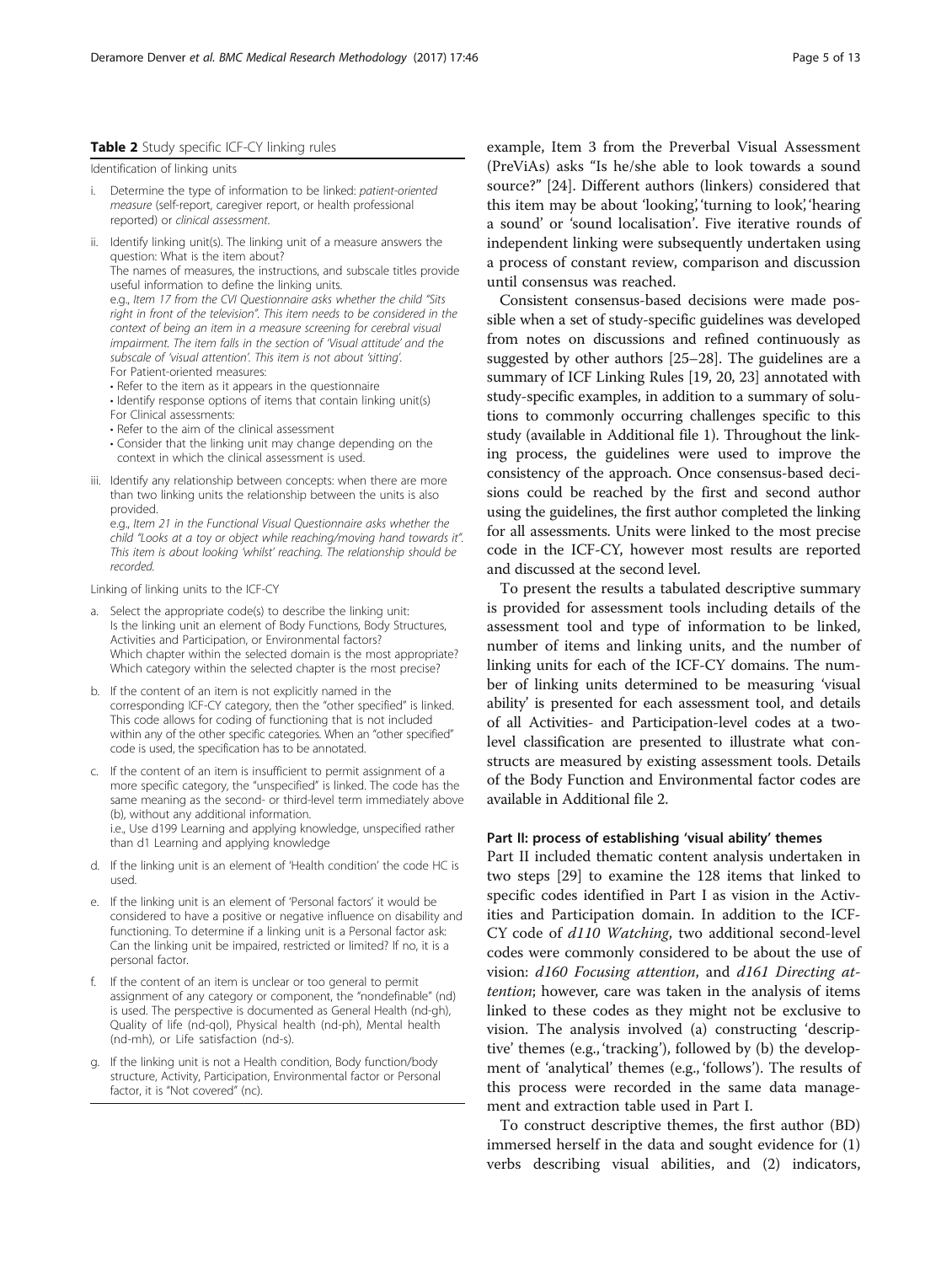**Table 2** Study specific ICF-CY linking rules

Identification of linking units

i. Determine the type of information to be linked: *patient-oriented measure* (self-report, caregiver report, or health professional reported) or *clinical assessment*.

ii. Identify linking unit(s). The linking unit of a measure answers the question: What is the item about?
The names of measures, the instructions, and subscale titles provide useful information to define the linking units.
e.g., *Item 17 from the CVI Questionnaire asks whether the child "Sits right in front of the television". This item needs to be considered in the context of being an item in a measure screening for cerebral visual impairment. The item falls in the section of 'Visual attitude' and the subscale of 'visual attention'. This item is not about 'sitting'.*
For Patient-oriented measures:
• Refer to the item as it appears in the questionnaire
• Identify response options of items that contain linking unit(s)
For Clinical assessments:
• Refer to the aim of the clinical assessment
• Consider that the linking unit may change depending on the context in which the clinical assessment is used.

iii. Identify any relationship between concepts: when there are more than two linking units the relationship between the units is also provided.
e.g., *Item 21 in the Functional Visual Questionnaire asks whether the child "Looks at a toy or object while reaching/moving hand towards it". This item is about looking 'whilst' reaching. The relationship should be recorded.*

Linking of linking units to the ICF-CY

a. Select the appropriate code(s) to describe the linking unit:
Is the linking unit an element of Body Functions, Body Structures, Activities and Participation, or Environmental factors?
Which chapter within the selected domain is the most appropriate?
Which category within the selected chapter is the most precise?

b. If the content of an item is not explicitly named in the corresponding ICF-CY category, then the "other specified" is linked. This code allows for coding of functioning that is not included within any of the other specific categories. When an "other specified" code is used, the specification has to be annotated.

c. If the content of an item is insufficient to permit assignment of a more specific category, the "unspecified" is linked. The code has the same meaning as the second- or third-level term immediately above (b), without any additional information.
i.e., Use d199 Learning and applying knowledge, unspecified rather than d1 Learning and applying knowledge

d. If the linking unit is an element of 'Health condition' the code HC is used.

e. If the linking unit is an element of 'Personal factors' it would be considered to have a positive or negative influence on disability and functioning. To determine if a linking unit is a Personal factor ask: Can the linking unit be impaired, restricted or limited? If no, it is a personal factor.

f. If the content of an item is unclear or too general to permit assignment of any category or component, the "nondefinable" (nd) is used. The perspective is documented as General Health (nd-gh), Quality of life (nd-qol), Physical health (nd-ph), Mental health (nd-mh), or Life satisfaction (nd-s).

g. If the linking unit is not a Health condition, Body function/body structure, Activity, Participation, Environmental factor or Personal factor, it is "Not covered" (nc).

example, Item 3 from the Preverbal Visual Assessment (PreViAs) asks "Is he/she able to look towards a sound source?" [24]. Different authors (linkers) considered that this item may be about 'looking', 'turning to look', 'hearing a sound' or 'sound localisation'. Five iterative rounds of independent linking were subsequently undertaken using a process of constant review, comparison and discussion until consensus was reached.

Consistent consensus-based decisions were made possible when a set of study-specific guidelines was developed from notes on discussions and refined continuously as suggested by other authors [25–28]. The guidelines are a summary of ICF Linking Rules [19, 20, 23] annotated with study-specific examples, in addition to a summary of solutions to commonly occurring challenges specific to this study (available in Additional file 1). Throughout the linking process, the guidelines were used to improve the consistency of the approach. Once consensus-based decisions could be reached by the first and second author using the guidelines, the first author completed the linking for all assessments. Units were linked to the most precise code in the ICF-CY, however most results are reported and discussed at the second level.

To present the results a tabulated descriptive summary is provided for assessment tools including details of the assessment tool and type of information to be linked, number of items and linking units, and the number of linking units for each of the ICF-CY domains. The number of linking units determined to be measuring 'visual ability' is presented for each assessment tool, and details of all Activities- and Participation-level codes at a two-level classification are presented to illustrate what constructs are measured by existing assessment tools. Details of the Body Function and Environmental factor codes are available in Additional file 2.

#### Part II: process of establishing 'visual ability' themes

Part II included thematic content analysis undertaken in two steps [29] to examine the 128 items that linked to specific codes identified in Part I as vision in the Activities and Participation domain. In addition to the ICF-CY code of *d110 Watching*, two additional second-level codes were commonly considered to be about the use of vision: *d160 Focusing attention*, and *d161 Directing attention*; however, care was taken in the analysis of items linked to these codes as they might not be exclusive to vision. The analysis involved (a) constructing 'descriptive' themes (e.g., 'tracking'), followed by (b) the development of 'analytical' themes (e.g., 'follows'). The results of this process were recorded in the same data management and extraction table used in Part I.

To construct descriptive themes, the first author (BD) immersed herself in the data and sought evidence for (1) verbs describing visual abilities, and (2) indicators,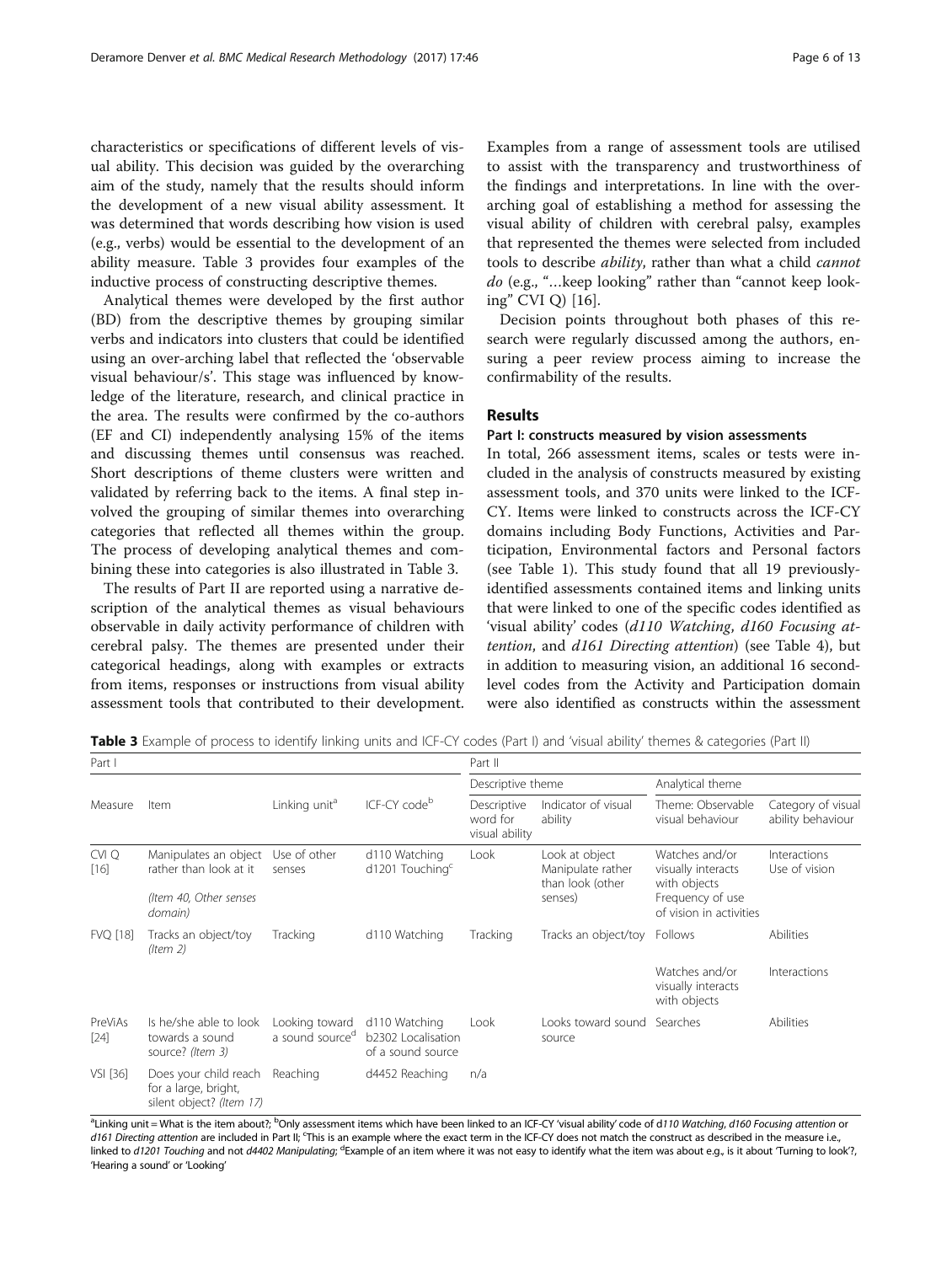characteristics or specifications of different levels of visual ability. This decision was guided by the overarching aim of the study, namely that the results should inform the development of a new visual ability assessment. It was determined that words describing how vision is used (e.g., verbs) would be essential to the development of an ability measure. Table 3 provides four examples of the inductive process of constructing descriptive themes.

Analytical themes were developed by the first author (BD) from the descriptive themes by grouping similar verbs and indicators into clusters that could be identified using an over-arching label that reflected the 'observable visual behaviour/s'. This stage was influenced by knowledge of the literature, research, and clinical practice in the area. The results were confirmed by the co-authors (EF and CI) independently analysing 15% of the items and discussing themes until consensus was reached. Short descriptions of theme clusters were written and validated by referring back to the items. A final step involved the grouping of similar themes into overarching categories that reflected all themes within the group. The process of developing analytical themes and combining these into categories is also illustrated in Table 3.

The results of Part II are reported using a narrative description of the analytical themes as visual behaviours observable in daily activity performance of children with cerebral palsy. The themes are presented under their categorical headings, along with examples or extracts from items, responses or instructions from visual ability assessment tools that contributed to their development. Examples from a range of assessment tools are utilised to assist with the transparency and trustworthiness of the findings and interpretations. In line with the overarching goal of establishing a method for assessing the visual ability of children with cerebral palsy, examples that represented the themes were selected from included tools to describe *ability*, rather than what a child *cannot do* (e.g., "…keep looking" rather than "cannot keep looking" CVI Q) [16].

Decision points throughout both phases of this research were regularly discussed among the authors, ensuring a peer review process aiming to increase the confirmability of the results.

## Results

### Part I: constructs measured by vision assessments

In total, 266 assessment items, scales or tests were included in the analysis of constructs measured by existing assessment tools, and 370 units were linked to the ICF-CY. Items were linked to constructs across the ICF-CY domains including Body Functions, Activities and Participation, Environmental factors and Personal factors (see Table 1). This study found that all 19 previously-identified assessments contained items and linking units that were linked to one of the specific codes identified as 'visual ability' codes (*d110 Watching*, *d160 Focusing attention*, and *d161 Directing attention*) (see Table 4), but in addition to measuring vision, an additional 16 second-level codes from the Activity and Participation domain were also identified as constructs within the assessment

**Table 3** Example of process to identify linking units and ICF-CY codes (Part I) and 'visual ability' themes & categories (Part II)

| Part I | | | | Part II | | | |
|---|---|---|---|---|---|---|---|
| | | | | Descriptive theme | | Analytical theme | |
| Measure | Item | Linking unit[a] | ICF-CY code[b] | Descriptive word for visual ability | Indicator of visual ability | Theme: Observable visual behaviour | Category of visual ability behaviour |
| CVI Q [16] | Manipulates an object rather than look at it<br><br>*(Item 40, Other senses domain)* | Use of other senses | d110 Watching<br>d1201 Touching[c] | Look | Look at object<br>Manipulate rather than look (other senses) | Watches and/or visually interacts with objects<br>Frequency of use of vision in activities | Interactions<br>Use of vision |
| FVQ [18] | Tracks an object/toy *(Item 2)* | Tracking | d110 Watching | Tracking | Tracks an object/toy | Follows | Abilities |
| | | | | | | Watches and/or visually interacts with objects | Interactions |
| PreViAs [24] | Is he/she able to look towards a sound source? *(Item 3)* | Looking toward a sound source[d] | d110 Watching<br>b2302 Localisation of a sound source | Look | Looks toward sound source | Searches | Abilities |
| VSI [36] | Does your child reach for a large, bright, silent object? *(Item 17)* | Reaching | d4452 Reaching | n/a | | | |

[a]Linking unit = What is the item about?; [b]Only assessment items which have been linked to an ICF-CY 'visual ability' code of *d110 Watching*, *d160 Focusing attention* or *d161 Directing attention* are included in Part II; [c]This is an example where the exact term in the ICF-CY does not match the construct as described in the measure i.e., linked to *d1201 Touching* and not *d4402 Manipulating*; [d]Example of an item where it was not easy to identify what the item was about e.g., is it about 'Turning to look'?, 'Hearing a sound' or 'Looking'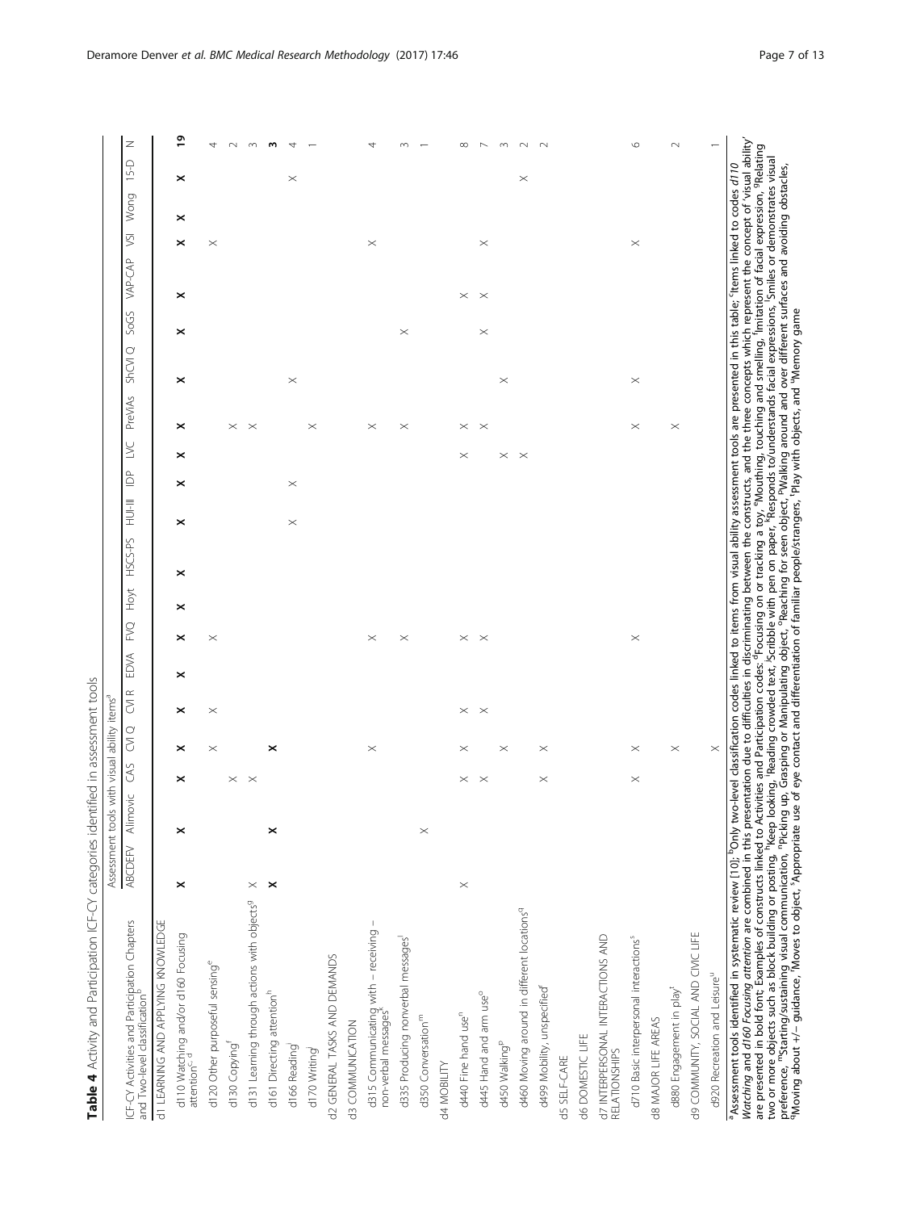**Table 4** Activity and Participation ICF-CY categories identified in assessment tools

| ICF-CY Activities and Participation Chapters and Two-level classification[b] | Assessment tools with visual ability items[a] | | | | | | | | | | | | | | | | | | | |
|---|---|---|---|---|---|---|---|---|---|---|---|---|---|---|---|---|---|---|---|---|
| | ABCDEFV | Alimovic | CAS | CVI Q | CVI R | EDVA | FVQ | Hoyt | HSCS-PS | HUI-III | IDP | LVC | PreViAs | ShCVI Q | SoGS | VAP-CAP | VSI | Wong | 15-D | N |
| d1 LEARNING AND APPLYING KNOWLEDGE | | | | | | | | | | | | | | | | | | | | |
| d110 Watching and/or d160 Focusing attention[c, d] | **×** | **×** | **×** | **×** | **×** | **×** | **×** | **×** | **×** | **×** | **×** | **×** | **×** | **×** | **×** | **×** | **×** | **×** | **×** | **19** |
| d120 Other purposeful sensing[e] | | | | × | × | | × | | | | | | | | | | × | | | 4 |
| d130 Copying[f] | | | × | | | | | | | | | | × | | | | | | | 2 |
| d131 Learning through actions with objects[g] | × | | × | | | | | | | | | | × | | | | | | | 3 |
| d161 Directing attention[h] | **×** | **×** | | **×** | | | | | | | | | | | | | | | | **3** |
| d166 Reading[i] | | | | | | | | | | × | × | | | × | | | | | × | 4 |
| d170 Writing[j] | | | | | | | | | | | | | × | | | | | | | 1 |
| d2 GENERAL TASKS AND DEMANDS | | | | | | | | | | | | | | | | | | | | |
| d3 COMMUNICATION | | | | | | | | | | | | | | | | | | | | |
| d315 Communicating with – receiving – non-verbal messages[k] | | | | × | | | × | | | | | | × | | | | × | | | 4 |
| d335 Producing nonverbal messages[l] | | | | | | | × | | | | | | × | | × | | | | | 3 |
| d350 Conversation[m] | | × | | | | | | | | | | | | | | | | | | 1 |
| d4 MOBILITY | | | | | | | | | | | | | | | | | | | | |
| d440 Fine hand use[n] | × | | × | × | × | | × | | | | | × | × | | | × | | | | 8 |
| d445 Hand and arm use[o] | | | × | | × | | × | | | | | | × | | × | × | × | | | 7 |
| d450 Walking[p] | | | | × | | | | | | | | × | | × | | | | | | 3 |
| d460 Moving around in different locations[q] | | | | × | | | | | | | | × | | | | | | | | 2 |
| d499 Mobility, unspecified[r] | | | × | | | | | | | | | | | | | | | | × | 2 |
| d5 SELF-CARE | | | | | | | | | | | | | | | | | | | | |
| d6 DOMESTIC LIFE | | | | | | | | | | | | | | | | | | | | |
| d7 INTERPERSONAL INTERACTIONS AND RELATIONSHIPS | | | | | | | | | | | | | | | | | | | | |
| d710 Basic interpersonal interactions[s] | | | × | × | | | × | | | | | | × | × | | | × | | | 6 |
| d8 MAJOR LIFE AREAS | | | | | | | | | | | | | | | | | | | | |
| d880 Engagement in play[t] | | | | × | | | | | | | | | × | | | | | | | 2 |
| d9 COMMUNITY, SOCIAL AND CIVIC LIFE | | | | | | | | | | | | | | | | | | | | |
| d920 Recreation and Leisure[u] | | | | × | | | | | | | | | | | | | | | | 1 |

[a]Assessment tools identified in systematic review [10]; [b]Only two-level classification codes linked to items from visual ability assessment tools are presented in this table; [c]Items linked to codes *d110 Watching* and *d160 Focusing attention* are combined in this presentation due to difficulties in discriminating between the constructs, and the three concepts which represent the concept of 'visual ability' are presented in bold font; Examples of constructs linked to Activities and Participation codes: [d]Focusing on or tracking a toy, [e]Mouthing, touching and smelling, [f]Imitation of facial expression, [g]Relating two or more objects such as block building or posting, [h]Keep looking, [i]Reading crowded text, [j]Scribble with pen on paper, [k]Responds to/understands facial expressions, [l]Smiles or demonstrates visual preference, [m]Starting/sustaining visual communication, [n]Picking up, Grasping or Manipulating object, [o]Reaching for seen object, [p]Walking around and over different surfaces and avoiding obstacles, [q]Moving about +/− guidance, [r]Moves to object, [s]Appropriate use of eye contact and differentiation of familiar people/strangers, [t]Play with objects, and [u]Memory game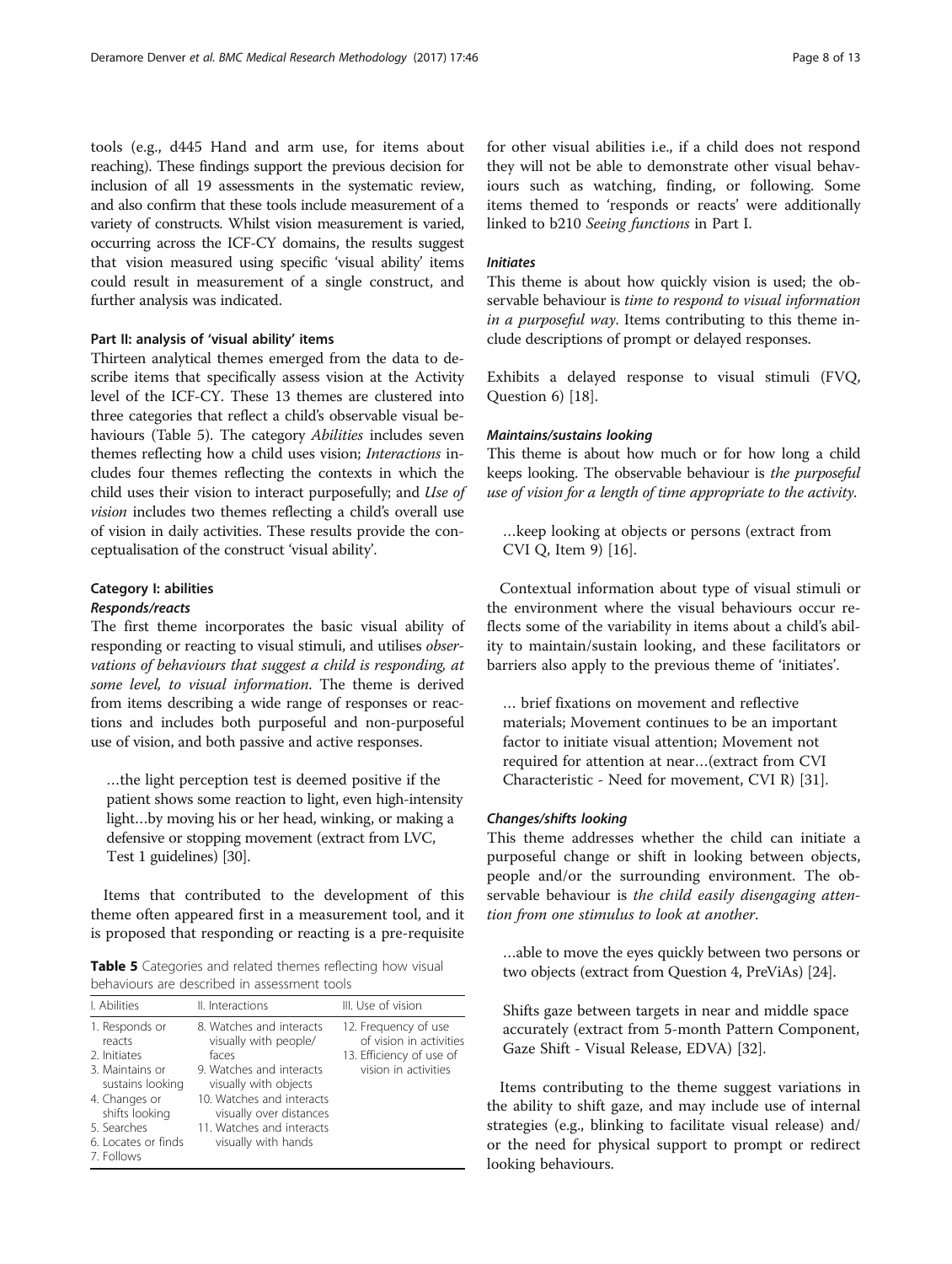tools (e.g., d445 Hand and arm use, for items about reaching). These findings support the previous decision for inclusion of all 19 assessments in the systematic review, and also confirm that these tools include measurement of a variety of constructs. Whilst vision measurement is varied, occurring across the ICF-CY domains, the results suggest that vision measured using specific 'visual ability' items could result in measurement of a single construct, and further analysis was indicated.

#### Part II: analysis of 'visual ability' items

Thirteen analytical themes emerged from the data to describe items that specifically assess vision at the Activity level of the ICF-CY. These 13 themes are clustered into three categories that reflect a child's observable visual behaviours (Table 5). The category *Abilities* includes seven themes reflecting how a child uses vision; *Interactions* includes four themes reflecting the contexts in which the child uses their vision to interact purposefully; and *Use of vision* includes two themes reflecting a child's overall use of vision in daily activities. These results provide the conceptualisation of the construct 'visual ability'.

#### Category I: abilities

##### *Responds/reacts*

The first theme incorporates the basic visual ability of responding or reacting to visual stimuli, and utilises *observations of behaviours that suggest a child is responding, at some level, to visual information*. The theme is derived from items describing a wide range of responses or reactions and includes both purposeful and non-purposeful use of vision, and both passive and active responses.

> …the light perception test is deemed positive if the patient shows some reaction to light, even high-intensity light…by moving his or her head, winking, or making a defensive or stopping movement (extract from LVC, Test 1 guidelines) [30].

Items that contributed to the development of this theme often appeared first in a measurement tool, and it is proposed that responding or reacting is a pre-requisite for other visual abilities i.e., if a child does not respond they will not be able to demonstrate other visual behaviours such as watching, finding, or following. Some items themed to 'responds or reacts' were additionally linked to b210 *Seeing functions* in Part I.

**Table 5** Categories and related themes reflecting how visual behaviours are described in assessment tools

| I. Abilities | II. Interactions | III. Use of vision |
|---|---|---|
| 1. Responds or reacts<br>2. Initiates<br>3. Maintains or sustains looking<br>4. Changes or shifts looking<br>5. Searches<br>6. Locates or finds<br>7. Follows | 8. Watches and interacts visually with people/faces<br>9. Watches and interacts visually with objects<br>10. Watches and interacts visually over distances<br>11. Watches and interacts visually with hands | 12. Frequency of use of vision in activities<br>13. Efficiency of use of vision in activities |

##### *Initiates*

This theme is about how quickly vision is used; the observable behaviour is *time to respond to visual information in a purposeful way*. Items contributing to this theme include descriptions of prompt or delayed responses.

> Exhibits a delayed response to visual stimuli (FVQ, Question 6) [18].

##### *Maintains/sustains looking*

This theme is about how much or for how long a child keeps looking. The observable behaviour is *the purposeful use of vision for a length of time appropriate to the activity.*

> …keep looking at objects or persons (extract from CVI Q, Item 9) [16].

Contextual information about type of visual stimuli or the environment where the visual behaviours occur reflects some of the variability in items about a child's ability to maintain/sustain looking, and these facilitators or barriers also apply to the previous theme of 'initiates'.

> … brief fixations on movement and reflective materials; Movement continues to be an important factor to initiate visual attention; Movement not required for attention at near…(extract from CVI Characteristic - Need for movement, CVI R) [31].

##### *Changes/shifts looking*

This theme addresses whether the child can initiate a purposeful change or shift in looking between objects, people and/or the surrounding environment. The observable behaviour is *the child easily disengaging attention from one stimulus to look at another*.

> …able to move the eyes quickly between two persons or two objects (extract from Question 4, PreViAs) [24].

> Shifts gaze between targets in near and middle space accurately (extract from 5-month Pattern Component, Gaze Shift - Visual Release, EDVA) [32].

Items contributing to the theme suggest variations in the ability to shift gaze, and may include use of internal strategies (e.g., blinking to facilitate visual release) and/or the need for physical support to prompt or redirect looking behaviours.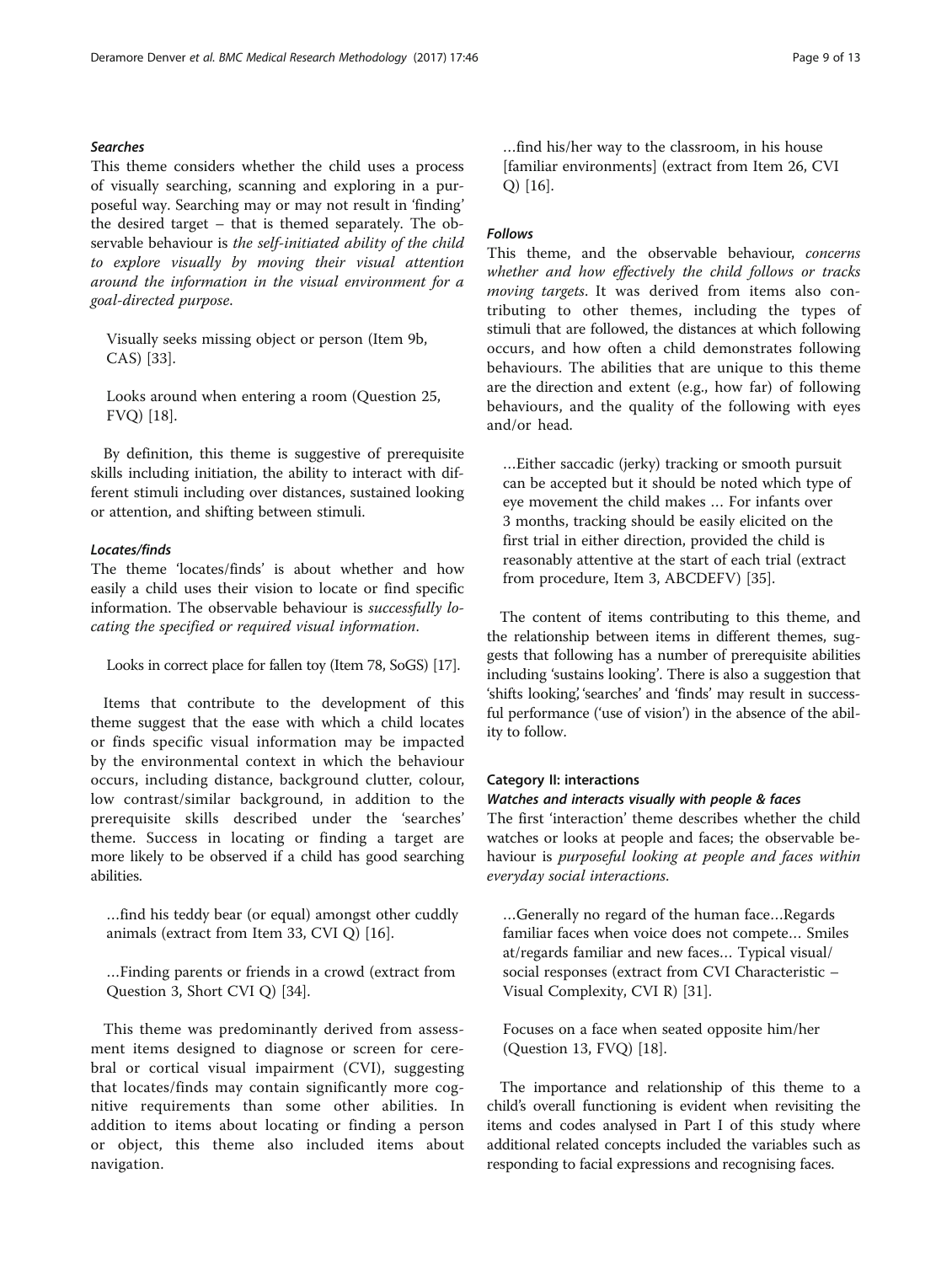#### *Searches*

This theme considers whether the child uses a process of visually searching, scanning and exploring in a purposeful way. Searching may or may not result in 'finding' the desired target – that is themed separately. The observable behaviour is *the self-initiated ability of the child to explore visually by moving their visual attention around the information in the visual environment for a goal-directed purpose*.

> Visually seeks missing object or person (Item 9b, CAS) [33].

> Looks around when entering a room (Question 25, FVQ) [18].

By definition, this theme is suggestive of prerequisite skills including initiation, the ability to interact with different stimuli including over distances, sustained looking or attention, and shifting between stimuli.

#### *Locates/finds*

The theme 'locates/finds' is about whether and how easily a child uses their vision to locate or find specific information. The observable behaviour is *successfully locating the specified or required visual information*.

> Looks in correct place for fallen toy (Item 78, SoGS) [17].

Items that contribute to the development of this theme suggest that the ease with which a child locates or finds specific visual information may be impacted by the environmental context in which the behaviour occurs, including distance, background clutter, colour, low contrast/similar background, in addition to the prerequisite skills described under the 'searches' theme. Success in locating or finding a target are more likely to be observed if a child has good searching abilities.

> …find his teddy bear (or equal) amongst other cuddly animals (extract from Item 33, CVI Q) [16].

> …Finding parents or friends in a crowd (extract from Question 3, Short CVI Q) [34].

This theme was predominantly derived from assessment items designed to diagnose or screen for cerebral or cortical visual impairment (CVI), suggesting that locates/finds may contain significantly more cognitive requirements than some other abilities. In addition to items about locating or finding a person or object, this theme also included items about navigation.

> …find his/her way to the classroom, in his house [familiar environments] (extract from Item 26, CVI Q) [16].

#### *Follows*

This theme, and the observable behaviour, *concerns whether and how effectively the child follows or tracks moving targets*. It was derived from items also contributing to other themes, including the types of stimuli that are followed, the distances at which following occurs, and how often a child demonstrates following behaviours. The abilities that are unique to this theme are the direction and extent (e.g., how far) of following behaviours, and the quality of the following with eyes and/or head.

> …Either saccadic (jerky) tracking or smooth pursuit can be accepted but it should be noted which type of eye movement the child makes … For infants over 3 months, tracking should be easily elicited on the first trial in either direction, provided the child is reasonably attentive at the start of each trial (extract from procedure, Item 3, ABCDEFV) [35].

The content of items contributing to this theme, and the relationship between items in different themes, suggests that following has a number of prerequisite abilities including 'sustains looking'. There is also a suggestion that 'shifts looking,' 'searches' and 'finds' may result in successful performance ('use of vision') in the absence of the ability to follow.

### Category II: interactions

#### *Watches and interacts visually with people & faces*

The first 'interaction' theme describes whether the child watches or looks at people and faces; the observable behaviour is *purposeful looking at people and faces within everyday social interactions.*

> …Generally no regard of the human face…Regards familiar faces when voice does not compete… Smiles at/regards familiar and new faces… Typical visual/social responses (extract from CVI Characteristic – Visual Complexity, CVI R) [31].

> Focuses on a face when seated opposite him/her (Question 13, FVQ) [18].

The importance and relationship of this theme to a child's overall functioning is evident when revisiting the items and codes analysed in Part I of this study where additional related concepts included the variables such as responding to facial expressions and recognising faces.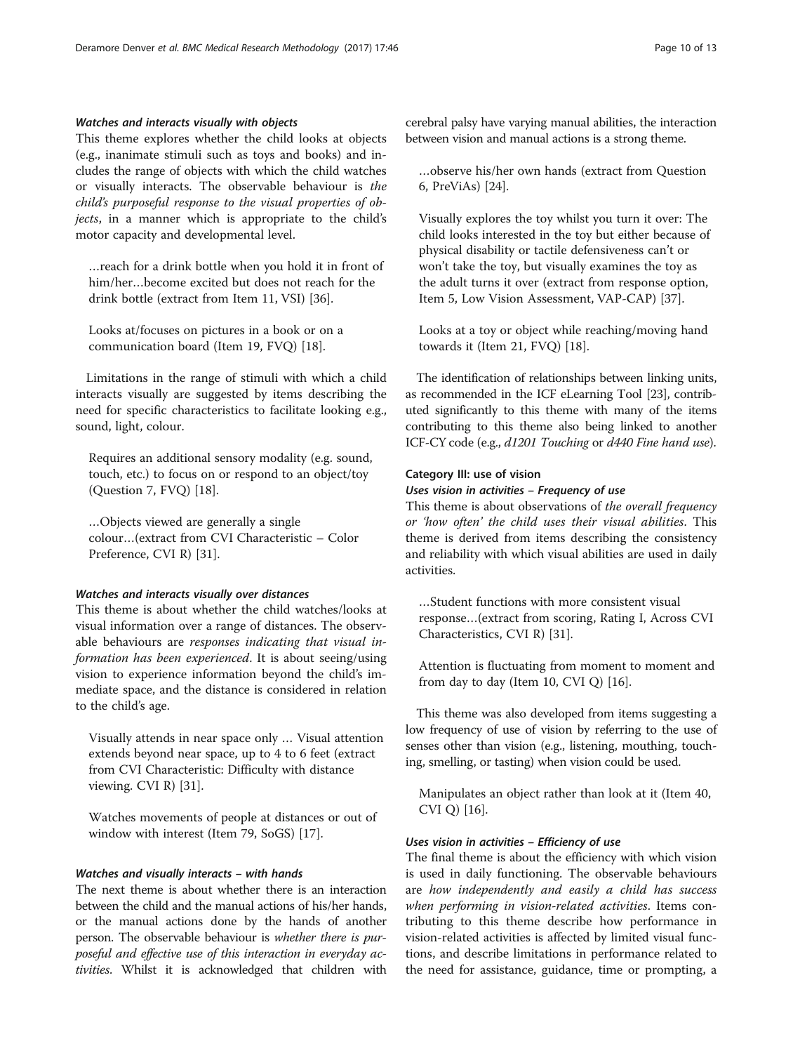#### *Watches and interacts visually with objects*

This theme explores whether the child looks at objects (e.g., inanimate stimuli such as toys and books) and includes the range of objects with which the child watches or visually interacts. The observable behaviour is *the child's purposeful response to the visual properties of objects*, in a manner which is appropriate to the child's motor capacity and developmental level.

> …reach for a drink bottle when you hold it in front of him/her…become excited but does not reach for the drink bottle (extract from Item 11, VSI) [36].

> Looks at/focuses on pictures in a book or on a communication board (Item 19, FVQ) [18].

Limitations in the range of stimuli with which a child interacts visually are suggested by items describing the need for specific characteristics to facilitate looking e.g., sound, light, colour.

> Requires an additional sensory modality (e.g. sound, touch, etc.) to focus on or respond to an object/toy (Question 7, FVQ) [18].

> …Objects viewed are generally a single colour…(extract from CVI Characteristic – Color Preference, CVI R) [31].

#### *Watches and interacts visually over distances*

This theme is about whether the child watches/looks at visual information over a range of distances. The observable behaviours are *responses indicating that visual information has been experienced*. It is about seeing/using vision to experience information beyond the child's immediate space, and the distance is considered in relation to the child's age.

> Visually attends in near space only … Visual attention extends beyond near space, up to 4 to 6 feet (extract from CVI Characteristic: Difficulty with distance viewing. CVI R) [31].

> Watches movements of people at distances or out of window with interest (Item 79, SoGS) [17].

#### *Watches and visually interacts – with hands*

The next theme is about whether there is an interaction between the child and the manual actions of his/her hands, or the manual actions done by the hands of another person. The observable behaviour is *whether there is purposeful and effective use of this interaction in everyday activities*. Whilst it is acknowledged that children with cerebral palsy have varying manual abilities, the interaction between vision and manual actions is a strong theme.

> …observe his/her own hands (extract from Question 6, PreViAs) [24].

> Visually explores the toy whilst you turn it over: The child looks interested in the toy but either because of physical disability or tactile defensiveness can't or won't take the toy, but visually examines the toy as the adult turns it over (extract from response option, Item 5, Low Vision Assessment, VAP-CAP) [37].

> Looks at a toy or object while reaching/moving hand towards it (Item 21, FVQ) [18].

The identification of relationships between linking units, as recommended in the ICF eLearning Tool [23], contributed significantly to this theme with many of the items contributing to this theme also being linked to another ICF-CY code (e.g., *d1201 Touching* or *d440 Fine hand use*).

### Category III: use of vision

#### *Uses vision in activities – Frequency of use*

This theme is about observations of *the overall frequency or 'how often' the child uses their visual abilities*. This theme is derived from items describing the consistency and reliability with which visual abilities are used in daily activities.

> …Student functions with more consistent visual response…(extract from scoring, Rating I, Across CVI Characteristics, CVI R) [31].

> Attention is fluctuating from moment to moment and from day to day (Item 10, CVI Q) [16].

This theme was also developed from items suggesting a low frequency of use of vision by referring to the use of senses other than vision (e.g., listening, mouthing, touching, smelling, or tasting) when vision could be used.

> Manipulates an object rather than look at it (Item 40, CVI Q) [16].

#### *Uses vision in activities – Efficiency of use*

The final theme is about the efficiency with which vision is used in daily functioning. The observable behaviours are *how independently and easily a child has success when performing in vision-related activities*. Items contributing to this theme describe how performance in vision-related activities is affected by limited visual functions, and describe limitations in performance related to the need for assistance, guidance, time or prompting, a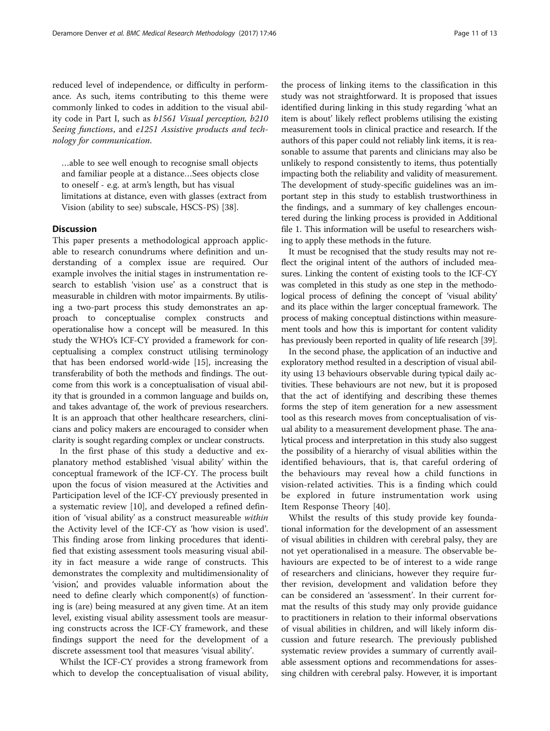reduced level of independence, or difficulty in performance. As such, items contributing to this theme were commonly linked to codes in addition to the visual ability code in Part I, such as *b1561 Visual perception, b210 Seeing functions*, and *e1251 Assistive products and technology for communication.*

> …able to see well enough to recognise small objects and familiar people at a distance…Sees objects close to oneself - e.g. at arm's length, but has visual limitations at distance, even with glasses (extract from Vision (ability to see) subscale, HSCS-PS) [38].

## Discussion

This paper presents a methodological approach applicable to research conundrums where definition and understanding of a complex issue are required. Our example involves the initial stages in instrumentation research to establish 'vision use' as a construct that is measurable in children with motor impairments. By utilising a two-part process this study demonstrates an approach to conceptualise complex constructs and operationalise how a concept will be measured. In this study the WHO's ICF-CY provided a framework for conceptualising a complex construct utilising terminology that has been endorsed world-wide [15], increasing the transferability of both the methods and findings. The outcome from this work is a conceptualisation of visual ability that is grounded in a common language and builds on, and takes advantage of, the work of previous researchers. It is an approach that other healthcare researchers, clinicians and policy makers are encouraged to consider when clarity is sought regarding complex or unclear constructs.

In the first phase of this study a deductive and explanatory method established 'visual ability' within the conceptual framework of the ICF-CY. The process built upon the focus of vision measured at the Activities and Participation level of the ICF-CY previously presented in a systematic review [10], and developed a refined definition of 'visual ability' as a construct measureable *within* the Activity level of the ICF-CY as 'how vision is used'. This finding arose from linking procedures that identified that existing assessment tools measuring visual ability in fact measure a wide range of constructs. This demonstrates the complexity and multidimensionality of 'vision', and provides valuable information about the need to define clearly which component(s) of functioning is (are) being measured at any given time. At an item level, existing visual ability assessment tools are measuring constructs across the ICF-CY framework, and these findings support the need for the development of a discrete assessment tool that measures 'visual ability'.

Whilst the ICF-CY provides a strong framework from which to develop the conceptualisation of visual ability, the process of linking items to the classification in this study was not straightforward. It is proposed that issues identified during linking in this study regarding 'what an item is about' likely reflect problems utilising the existing measurement tools in clinical practice and research. If the authors of this paper could not reliably link items, it is reasonable to assume that parents and clinicians may also be unlikely to respond consistently to items, thus potentially impacting both the reliability and validity of measurement. The development of study-specific guidelines was an important step in this study to establish trustworthiness in the findings, and a summary of key challenges encountered during the linking process is provided in Additional file 1. This information will be useful to researchers wishing to apply these methods in the future.

It must be recognised that the study results may not reflect the original intent of the authors of included measures. Linking the content of existing tools to the ICF-CY was completed in this study as one step in the methodological process of defining the concept of 'visual ability' and its place within the larger conceptual framework. The process of making conceptual distinctions within measurement tools and how this is important for content validity has previously been reported in quality of life research [39].

In the second phase, the application of an inductive and exploratory method resulted in a description of visual ability using 13 behaviours observable during typical daily activities. These behaviours are not new, but it is proposed that the act of identifying and describing these themes forms the step of item generation for a new assessment tool as this research moves from conceptualisation of visual ability to a measurement development phase. The analytical process and interpretation in this study also suggest the possibility of a hierarchy of visual abilities within the identified behaviours, that is, that careful ordering of the behaviours may reveal how a child functions in vision-related activities. This is a finding which could be explored in future instrumentation work using Item Response Theory [40].

Whilst the results of this study provide key foundational information for the development of an assessment of visual abilities in children with cerebral palsy, they are not yet operationalised in a measure. The observable behaviours are expected to be of interest to a wide range of researchers and clinicians, however they require further revision, development and validation before they can be considered an 'assessment'. In their current format the results of this study may only provide guidance to practitioners in relation to their informal observations of visual abilities in children, and will likely inform discussion and future research. The previously published systematic review provides a summary of currently available assessment options and recommendations for assessing children with cerebral palsy. However, it is important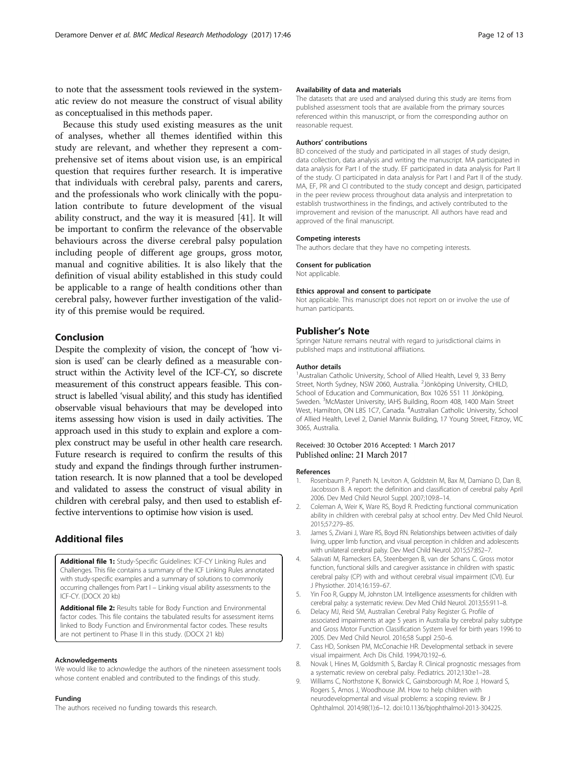to note that the assessment tools reviewed in the systematic review do not measure the construct of visual ability as conceptualised in this methods paper.

Because this study used existing measures as the unit of analyses, whether all themes identified within this study are relevant, and whether they represent a comprehensive set of items about vision use, is an empirical question that requires further research. It is imperative that individuals with cerebral palsy, parents and carers, and the professionals who work clinically with the population contribute to future development of the visual ability construct, and the way it is measured [41]. It will be important to confirm the relevance of the observable behaviours across the diverse cerebral palsy population including people of different age groups, gross motor, manual and cognitive abilities. It is also likely that the definition of visual ability established in this study could be applicable to a range of health conditions other than cerebral palsy, however further investigation of the validity of this premise would be required.

## Conclusion

Despite the complexity of vision, the concept of 'how vision is used' can be clearly defined as a measurable construct within the Activity level of the ICF-CY, so discrete measurement of this construct appears feasible. This construct is labelled 'visual ability', and this study has identified observable visual behaviours that may be developed into items assessing how vision is used in daily activities. The approach used in this study to explain and explore a complex construct may be useful in other health care research. Future research is required to confirm the results of this study and expand the findings through further instrumentation research. It is now planned that a tool be developed and validated to assess the construct of visual ability in children with cerebral palsy, and then used to establish effective interventions to optimise how vision is used.

## Additional files

**Additional file 1:** Study-Specific Guidelines: ICF-CY Linking Rules and Challenges. This file contains a summary of the ICF Linking Rules annotated with study-specific examples and a summary of solutions to commonly occurring challenges from Part I – Linking visual ability assessments to the ICF-CY. (DOCX 20 kb)

**Additional file 2:** Results table for Body Function and Environmental factor codes. This file contains the tabulated results for assessment items linked to Body Function and Environmental factor codes. These results are not pertinent to Phase II in this study. (DOCX 21 kb)

#### Acknowledgements

We would like to acknowledge the authors of the nineteen assessment tools whose content enabled and contributed to the findings of this study.

#### Funding

The authors received no funding towards this research.

#### Availability of data and materials

The datasets that are used and analysed during this study are items from published assessment tools that are available from the primary sources referenced within this manuscript, or from the corresponding author on reasonable request.

#### Authors' contributions

BD conceived of the study and participated in all stages of study design, data collection, data analysis and writing the manuscript. MA participated in data analysis for Part I of the study. EF participated in data analysis for Part II of the study. CI participated in data analysis for Part I and Part II of the study. MA, EF, PR and CI contributed to the study concept and design, participated in the peer review process throughout data analysis and interpretation to establish trustworthiness in the findings, and actively contributed to the improvement and revision of the manuscript. All authors have read and approved of the final manuscript.

#### Competing interests

The authors declare that they have no competing interests.

#### Consent for publication

Not applicable.

#### Ethics approval and consent to participate

Not applicable. This manuscript does not report on or involve the use of human participants.

## Publisher's Note

Springer Nature remains neutral with regard to jurisdictional claims in published maps and institutional affiliations.

#### Author details

[1]Australian Catholic University, School of Allied Health, Level 9, 33 Berry Street, North Sydney, NSW 2060, Australia. [2]Jönköping University, CHILD, School of Education and Communication, Box 1026 551 11 Jönköping, Sweden. [3]McMaster University, IAHS Building, Room 408, 1400 Main Street West, Hamilton, ON L8S 1C7, Canada. [4]Australian Catholic University, School of Allied Health, Level 2, Daniel Mannix Building, 17 Young Street, Fitzroy, VIC 3065, Australia.

Received: 30 October 2016 Accepted: 1 March 2017
Published online: 21 March 2017

## References

1. Rosenbaum P, Paneth N, Leviton A, Goldstein M, Bax M, Damiano D, Dan B, Jacobsson B. A report: the definition and classification of cerebral palsy April 2006. Dev Med Child Neurol Suppl. 2007;109:8–14.
2. Coleman A, Weir K, Ware RS, Boyd R. Predicting functional communication ability in children with cerebral palsy at school entry. Dev Med Child Neurol. 2015;57:279–85.
3. James S, Ziviani J, Ware RS, Boyd RN. Relationships between activities of daily living, upper limb function, and visual perception in children and adolescents with unilateral cerebral palsy. Dev Med Child Neurol. 2015;57:852–7.
4. Salavati M, Rameckers EA, Steenbergen B, van der Schans C. Gross motor function, functional skills and caregiver assistance in children with spastic cerebral palsy (CP) with and without cerebral visual impairment (CVI). Eur J Physiother. 2014;16:159–67.
5. Yin Foo R, Guppy M, Johnston LM. Intelligence assessments for children with cerebral palsy: a systematic review. Dev Med Child Neurol. 2013;55:911–8.
6. Delacy MJ, Reid SM, Australian Cerebral Palsy Register G. Profile of associated impairments at age 5 years in Australia by cerebral palsy subtype and Gross Motor Function Classification System level for birth years 1996 to 2005. Dev Med Child Neurol. 2016;58 Suppl 2:50–6.
7. Cass HD, Sonksen PM, McConachie HR. Developmental setback in severe visual impairment. Arch Dis Child. 1994;70:192–6.
8. Novak I, Hines M, Goldsmith S, Barclay R. Clinical prognostic messages from a systematic review on cerebral palsy. Pediatrics. 2012;130:e1–28.
9. Williams C, Northstone K, Borwick C, Gainsborough M, Roe J, Howard S, Rogers S, Amos J, Woodhouse JM. How to help children with neurodevelopmental and visual problems: a scoping review. Br J Ophthalmol. 2014;98(1):6–12. doi:10.1136/bjophthalmol-2013-304225.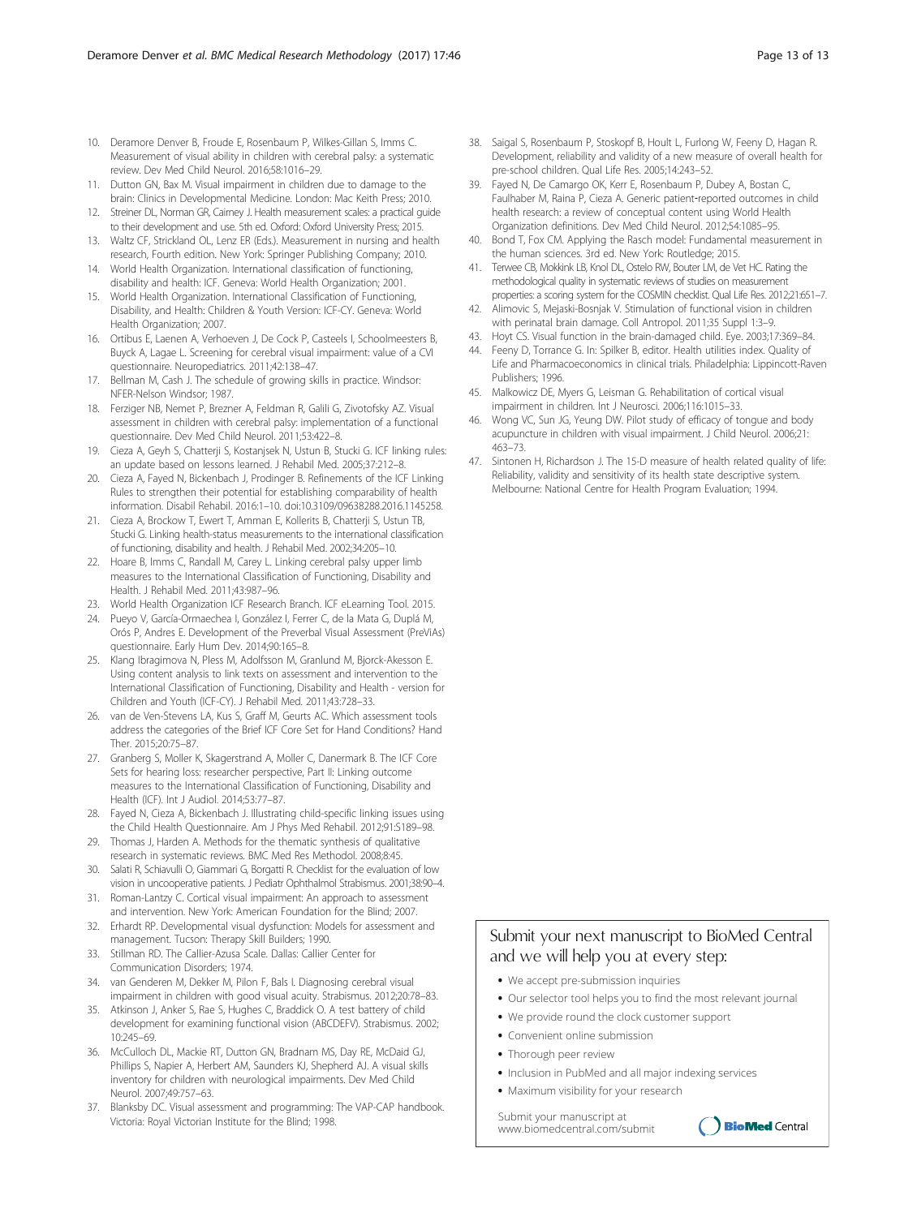10. Deramore Denver B, Froude E, Rosenbaum P, Wilkes-Gillan S, Imms C. Measurement of visual ability in children with cerebral palsy: a systematic review. Dev Med Child Neurol. 2016;58:1016–29.
11. Dutton GN, Bax M. Visual impairment in children due to damage to the brain: Clinics in Developmental Medicine. London: Mac Keith Press; 2010.
12. Streiner DL, Norman GR, Cairney J. Health measurement scales: a practical guide to their development and use. 5th ed. Oxford: Oxford University Press; 2015.
13. Waltz CF, Strickland OL, Lenz ER (Eds.). Measurement in nursing and health research, Fourth edition. New York: Springer Publishing Company; 2010.
14. World Health Organization. International classification of functioning, disability and health: ICF. Geneva: World Health Organization; 2001.
15. World Health Organization. International Classification of Functioning, Disability, and Health: Children & Youth Version: ICF-CY. Geneva: World Health Organization; 2007.
16. Ortibus E, Laenen A, Verhoeven J, De Cock P, Casteels I, Schoolmeesters B, Buyck A, Lagae L. Screening for cerebral visual impairment: value of a CVI questionnaire. Neuropediatrics. 2011;42:138–47.
17. Bellman M, Cash J. The schedule of growing skills in practice. Windsor: NFER-Nelson Windsor; 1987.
18. Ferziger NB, Nemet P, Brezner A, Feldman R, Galili G, Zivotofsky AZ. Visual assessment in children with cerebral palsy: implementation of a functional questionnaire. Dev Med Child Neurol. 2011;53:422–8.
19. Cieza A, Geyh S, Chatterji S, Kostanjsek N, Ustun B, Stucki G. ICF linking rules: an update based on lessons learned. J Rehabil Med. 2005;37:212–8.
20. Cieza A, Fayed N, Bickenbach J, Prodinger B. Refinements of the ICF Linking Rules to strengthen their potential for establishing comparability of health information. Disabil Rehabil. 2016:1–10. doi:10.3109/09638288.2016.1145258.
21. Cieza A, Brockow T, Ewert T, Amman E, Kollerits B, Chatterji S, Ustun TB, Stucki G. Linking health-status measurements to the international classification of functioning, disability and health. J Rehabil Med. 2002;34:205–10.
22. Hoare B, Imms C, Randall M, Carey L. Linking cerebral palsy upper limb measures to the International Classification of Functioning, Disability and Health. J Rehabil Med. 2011;43:987–96.
23. World Health Organization ICF Research Branch. ICF eLearning Tool. 2015.
24. Pueyo V, García-Ormaechea I, González I, Ferrer C, de la Mata G, Duplá M, Orós P, Andres E. Development of the Preverbal Visual Assessment (PreViAs) questionnaire. Early Hum Dev. 2014;90:165–8.
25. Klang Ibragimova N, Pless M, Adolfsson M, Granlund M, Bjorck-Akesson E. Using content analysis to link texts on assessment and intervention to the International Classification of Functioning, Disability and Health - version for Children and Youth (ICF-CY). J Rehabil Med. 2011;43:728–33.
26. van de Ven-Stevens LA, Kus S, Graff M, Geurts AC. Which assessment tools address the categories of the Brief ICF Core Set for Hand Conditions? Hand Ther. 2015;20:75–87.
27. Granberg S, Moller K, Skagerstrand A, Moller C, Danermark B. The ICF Core Sets for hearing loss: researcher perspective, Part II: Linking outcome measures to the International Classification of Functioning, Disability and Health (ICF). Int J Audiol. 2014;53:77–87.
28. Fayed N, Cieza A, Bickenbach J. Illustrating child-specific linking issues using the Child Health Questionnaire. Am J Phys Med Rehabil. 2012;91:S189–98.
29. Thomas J, Harden A. Methods for the thematic synthesis of qualitative research in systematic reviews. BMC Med Res Methodol. 2008;8:45.
30. Salati R, Schiavulli O, Giammari G, Borgatti R. Checklist for the evaluation of low vision in uncooperative patients. J Pediatr Ophthalmol Strabismus. 2001;38:90–4.
31. Roman-Lantzy C. Cortical visual impairment: An approach to assessment and intervention. New York: American Foundation for the Blind; 2007.
32. Erhardt RP. Developmental visual dysfunction: Models for assessment and management. Tucson: Therapy Skill Builders; 1990.
33. Stillman RD. The Callier-Azusa Scale. Dallas: Callier Center for Communication Disorders; 1974.
34. van Genderen M, Dekker M, Pilon F, Bals I. Diagnosing cerebral visual impairment in children with good visual acuity. Strabismus. 2012;20:78–83.
35. Atkinson J, Anker S, Rae S, Hughes C, Braddick O. A test battery of child development for examining functional vision (ABCDEFV). Strabismus. 2002;10:245–69.
36. McCulloch DL, Mackie RT, Dutton GN, Bradnam MS, Day RE, McDaid GJ, Phillips S, Napier A, Herbert AM, Saunders KJ, Shepherd AJ. A visual skills inventory for children with neurological impairments. Dev Med Child Neurol. 2007;49:757–63.
37. Blanksby DC. Visual assessment and programming: The VAP-CAP handbook. Victoria: Royal Victorian Institute for the Blind; 1998.
38. Saigal S, Rosenbaum P, Stoskopf B, Hoult L, Furlong W, Feeny D, Hagan R. Development, reliability and validity of a new measure of overall health for pre-school children. Qual Life Res. 2005;14:243–52.
39. Fayed N, De Camargo OK, Kerr E, Rosenbaum P, Dubey A, Bostan C, Faulhaber M, Raina P, Cieza A. Generic patient-reported outcomes in child health research: a review of conceptual content using World Health Organization definitions. Dev Med Child Neurol. 2012;54:1085–95.
40. Bond T, Fox CM. Applying the Rasch model: Fundamental measurement in the human sciences. 3rd ed. New York: Routledge; 2015.
41. Terwee CB, Mokkink LB, Knol DL, Ostelo RW, Bouter LM, de Vet HC. Rating the methodological quality in systematic reviews of studies on measurement properties: a scoring system for the COSMIN checklist. Qual Life Res. 2012;21:651–7.
42. Alimovic S, Mejaski-Bosnjak V. Stimulation of functional vision in children with perinatal brain damage. Coll Antropol. 2011;35 Suppl 1:3–9.
43. Hoyt CS. Visual function in the brain-damaged child. Eye. 2003;17:369–84.
44. Feeny D, Torrance G. In: Spilker B, editor. Health utilities index. Quality of Life and Pharmacoeconomics in clinical trials. Philadelphia: Lippincott-Raven Publishers; 1996.
45. Malkowicz DE, Myers G, Leisman G. Rehabilitation of cortical visual impairment in children. Int J Neurosci. 2006;116:1015–33.
46. Wong VC, Sun JG, Yeung DW. Pilot study of efficacy of tongue and body acupuncture in children with visual impairment. J Child Neurol. 2006;21:463–73.
47. Sintonen H, Richardson J. The 15-D measure of health related quality of life: Reliability, validity and sensitivity of its health state descriptive system. Melbourne: National Centre for Health Program Evaluation; 1994.

## Submit your next manuscript to BioMed Central and we will help you at every step:

- We accept pre-submission inquiries
- Our selector tool helps you to find the most relevant journal
- We provide round the clock customer support
- Convenient online submission
- Thorough peer review
- Inclusion in PubMed and all major indexing services
- Maximum visibility for your research

Submit your manuscript at
www.biomedcentral.com/submit

BioMed Central